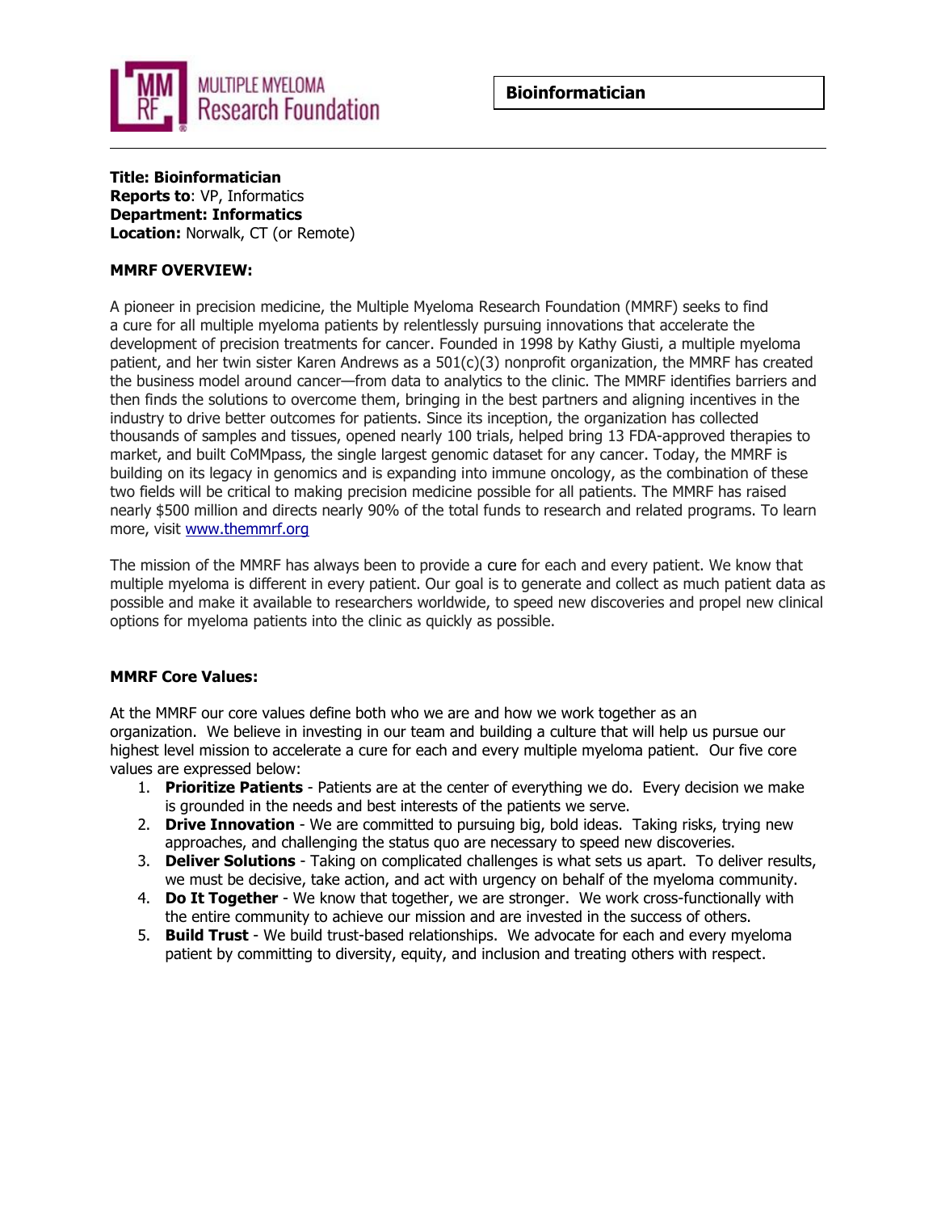**Bioinformatician**

**Title: Bioinformatician**
**Reports to**: VP, Informatics
**Department: Informatics**
**Location:** Norwalk, CT (or Remote)

**MMRF OVERVIEW:**

A pioneer in precision medicine, the Multiple Myeloma Research Foundation (MMRF) seeks to find a cure for all multiple myeloma patients by relentlessly pursuing innovations that accelerate the development of precision treatments for cancer. Founded in 1998 by Kathy Giusti, a multiple myeloma patient, and her twin sister Karen Andrews as a 501(c)(3) nonprofit organization, the MMRF has created the business model around cancer—from data to analytics to the clinic. The MMRF identifies barriers and then finds the solutions to overcome them, bringing in the best partners and aligning incentives in the industry to drive better outcomes for patients. Since its inception, the organization has collected thousands of samples and tissues, opened nearly 100 trials, helped bring 13 FDA-approved therapies to market, and built CoMMpass, the single largest genomic dataset for any cancer. Today, the MMRF is building on its legacy in genomics and is expanding into immune oncology, as the combination of these two fields will be critical to making precision medicine possible for all patients. The MMRF has raised nearly $500 million and directs nearly 90% of the total funds to research and related programs. To learn more, visit www.themmrf.org

The mission of the MMRF has always been to provide a cure for each and every patient. We know that multiple myeloma is different in every patient. Our goal is to generate and collect as much patient data as possible and make it available to researchers worldwide, to speed new discoveries and propel new clinical options for myeloma patients into the clinic as quickly as possible.

**MMRF Core Values:**

At the MMRF our core values define both who we are and how we work together as an organization. We believe in investing in our team and building a culture that will help us pursue our highest level mission to accelerate a cure for each and every multiple myeloma patient. Our five core values are expressed below:

1. **Prioritize Patients** - Patients are at the center of everything we do. Every decision we make is grounded in the needs and best interests of the patients we serve.
2. **Drive Innovation** - We are committed to pursuing big, bold ideas. Taking risks, trying new approaches, and challenging the status quo are necessary to speed new discoveries.
3. **Deliver Solutions** - Taking on complicated challenges is what sets us apart. To deliver results, we must be decisive, take action, and act with urgency on behalf of the myeloma community.
4. **Do It Together** - We know that together, we are stronger. We work cross-functionally with the entire community to achieve our mission and are invested in the success of others.
5. **Build Trust** - We build trust-based relationships. We advocate for each and every myeloma patient by committing to diversity, equity, and inclusion and treating others with respect.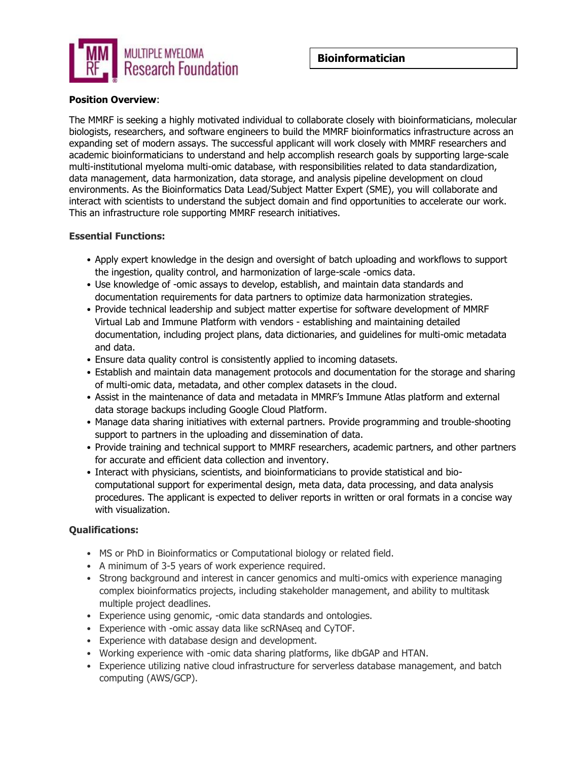MULTIPLE MYELOMA Research Foundation

**Bioinformatician**

**Position Overview**:

The MMRF is seeking a highly motivated individual to collaborate closely with bioinformaticians, molecular biologists, researchers, and software engineers to build the MMRF bioinformatics infrastructure across an expanding set of modern assays. The successful applicant will work closely with MMRF researchers and academic bioinformaticians to understand and help accomplish research goals by supporting large-scale multi-institutional myeloma multi-omic database, with responsibilities related to data standardization, data management, data harmonization, data storage, and analysis pipeline development on cloud environments. As the Bioinformatics Data Lead/Subject Matter Expert (SME), you will collaborate and interact with scientists to understand the subject domain and find opportunities to accelerate our work. This an infrastructure role supporting MMRF research initiatives.

**Essential Functions:**

- Apply expert knowledge in the design and oversight of batch uploading and workflows to support the ingestion, quality control, and harmonization of large-scale -omics data.
- Use knowledge of -omic assays to develop, establish, and maintain data standards and documentation requirements for data partners to optimize data harmonization strategies.
- Provide technical leadership and subject matter expertise for software development of MMRF Virtual Lab and Immune Platform with vendors - establishing and maintaining detailed documentation, including project plans, data dictionaries, and guidelines for multi-omic metadata and data.
- Ensure data quality control is consistently applied to incoming datasets.
- Establish and maintain data management protocols and documentation for the storage and sharing of multi-omic data, metadata, and other complex datasets in the cloud.
- Assist in the maintenance of data and metadata in MMRF's Immune Atlas platform and external data storage backups including Google Cloud Platform.
- Manage data sharing initiatives with external partners. Provide programming and trouble-shooting support to partners in the uploading and dissemination of data.
- Provide training and technical support to MMRF researchers, academic partners, and other partners for accurate and efficient data collection and inventory.
- Interact with physicians, scientists, and bioinformaticians to provide statistical and bio-computational support for experimental design, meta data, data processing, and data analysis procedures. The applicant is expected to deliver reports in written or oral formats in a concise way with visualization.

**Qualifications:**

- MS or PhD in Bioinformatics or Computational biology or related field.
- A minimum of 3-5 years of work experience required.
- Strong background and interest in cancer genomics and multi-omics with experience managing complex bioinformatics projects, including stakeholder management, and ability to multitask multiple project deadlines.
- Experience using genomic, -omic data standards and ontologies.
- Experience with -omic assay data like scRNAseq and CyTOF.
- Experience with database design and development.
- Working experience with -omic data sharing platforms, like dbGAP and HTAN.
- Experience utilizing native cloud infrastructure for serverless database management, and batch computing (AWS/GCP).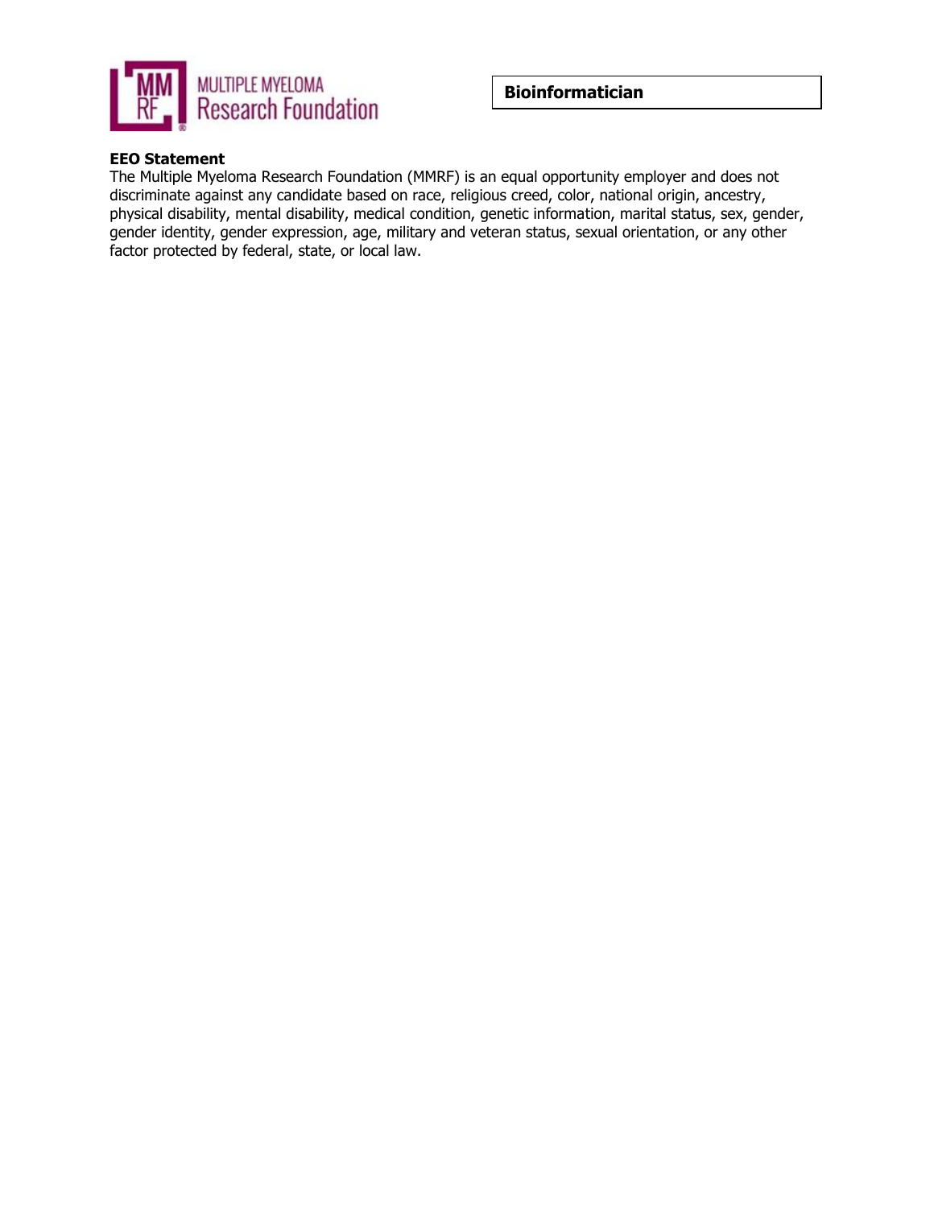**EEO Statement**

The Multiple Myeloma Research Foundation (MMRF) is an equal opportunity employer and does not discriminate against any candidate based on race, religious creed, color, national origin, ancestry, physical disability, mental disability, medical condition, genetic information, marital status, sex, gender, gender identity, gender expression, age, military and veteran status, sexual orientation, or any other factor protected by federal, state, or local law.